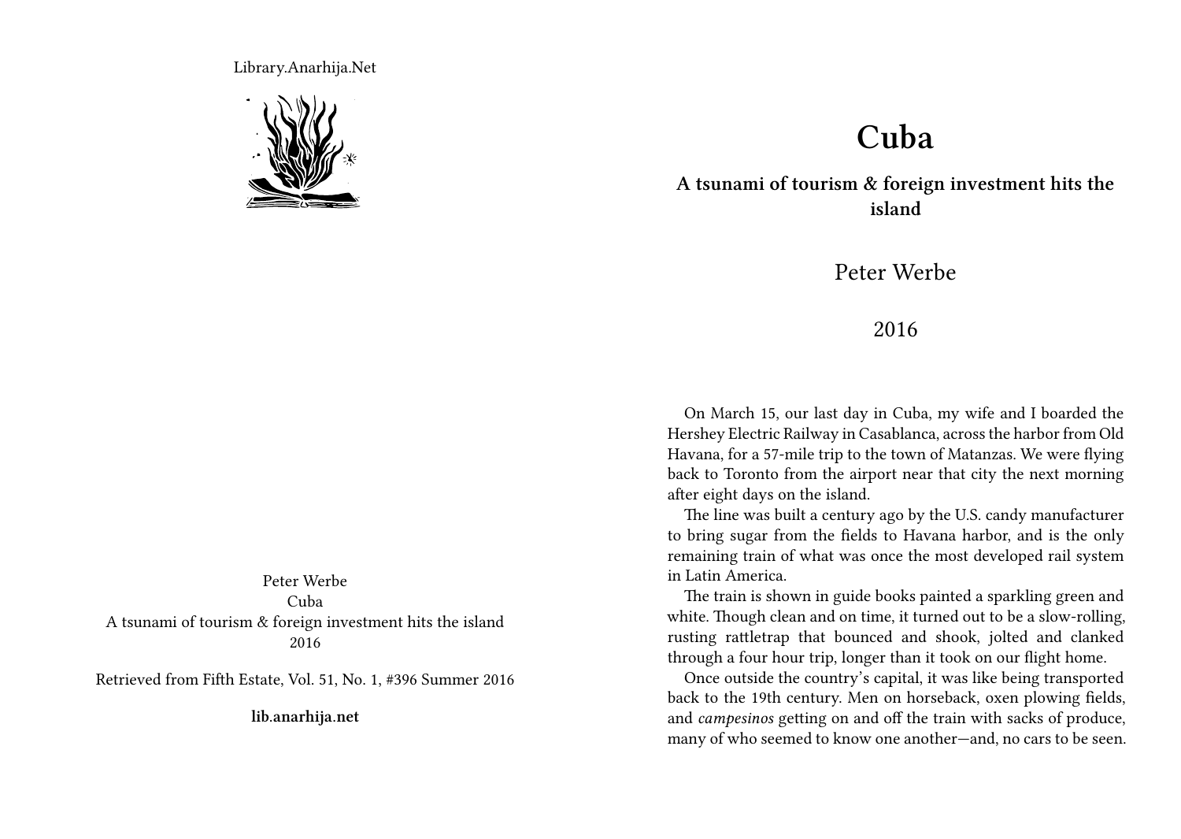Library.Anarhija.Net

Peter Werbe
Cuba
A tsunami of tourism & foreign investment hits the island
2016

Retrieved from Fifth Estate, Vol. 51, No. 1, #396 Summer 2016

**lib.anarhija.net**

# Cuba

## A tsunami of tourism & foreign investment hits the island

Peter Werbe

2016

On March 15, our last day in Cuba, my wife and I boarded the Hershey Electric Railway in Casablanca, across the harbor from Old Havana, for a 57-mile trip to the town of Matanzas. We were flying back to Toronto from the airport near that city the next morning after eight days on the island.

The line was built a century ago by the U.S. candy manufacturer to bring sugar from the fields to Havana harbor, and is the only remaining train of what was once the most developed rail system in Latin America.

The train is shown in guide books painted a sparkling green and white. Though clean and on time, it turned out to be a slow-rolling, rusting rattletrap that bounced and shook, jolted and clanked through a four hour trip, longer than it took on our flight home.

Once outside the country's capital, it was like being transported back to the 19th century. Men on horseback, oxen plowing fields, and *campesinos* getting on and off the train with sacks of produce, many of who seemed to know one another—and, no cars to be seen.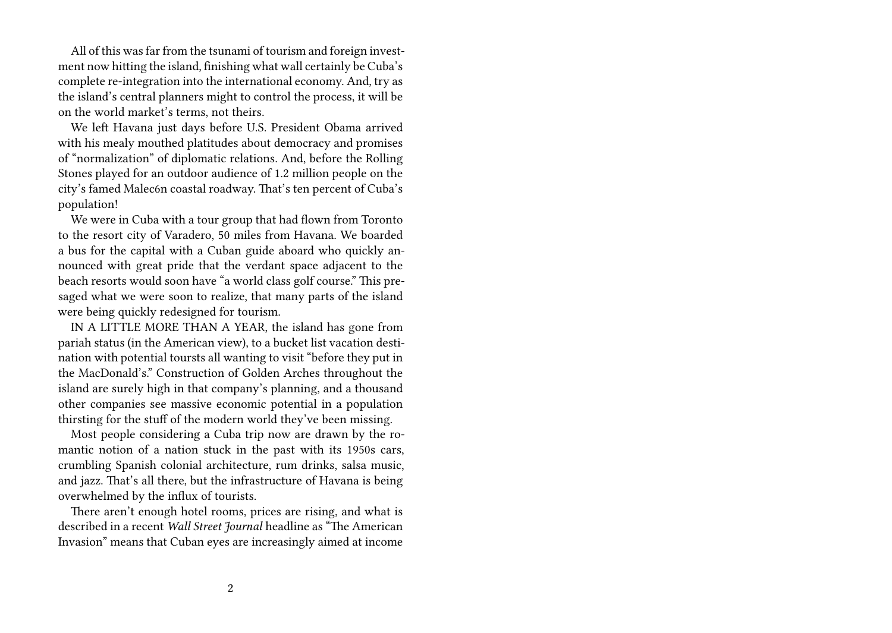All of this was far from the tsunami of tourism and foreign investment now hitting the island, finishing what wall certainly be Cuba's complete re-integration into the international economy. And, try as the island's central planners might to control the process, it will be on the world market's terms, not theirs.

We left Havana just days before U.S. President Obama arrived with his mealy mouthed platitudes about democracy and promises of "normalization" of diplomatic relations. And, before the Rolling Stones played for an outdoor audience of 1.2 million people on the city's famed Malec6n coastal roadway. That's ten percent of Cuba's population!

We were in Cuba with a tour group that had flown from Toronto to the resort city of Varadero, 50 miles from Havana. We boarded a bus for the capital with a Cuban guide aboard who quickly announced with great pride that the verdant space adjacent to the beach resorts would soon have "a world class golf course." This presaged what we were soon to realize, that many parts of the island were being quickly redesigned for tourism.

IN A LITTLE MORE THAN A YEAR, the island has gone from pariah status (in the American view), to a bucket list vacation destination with potential toursts all wanting to visit "before they put in the MacDonald's." Construction of Golden Arches throughout the island are surely high in that company's planning, and a thousand other companies see massive economic potential in a population thirsting for the stuff of the modern world they've been missing.

Most people considering a Cuba trip now are drawn by the romantic notion of a nation stuck in the past with its 1950s cars, crumbling Spanish colonial architecture, rum drinks, salsa music, and jazz. That's all there, but the infrastructure of Havana is being overwhelmed by the influx of tourists.

There aren't enough hotel rooms, prices are rising, and what is described in a recent *Wall Street Journal* headline as "The American Invasion" means that Cuban eyes are increasingly aimed at income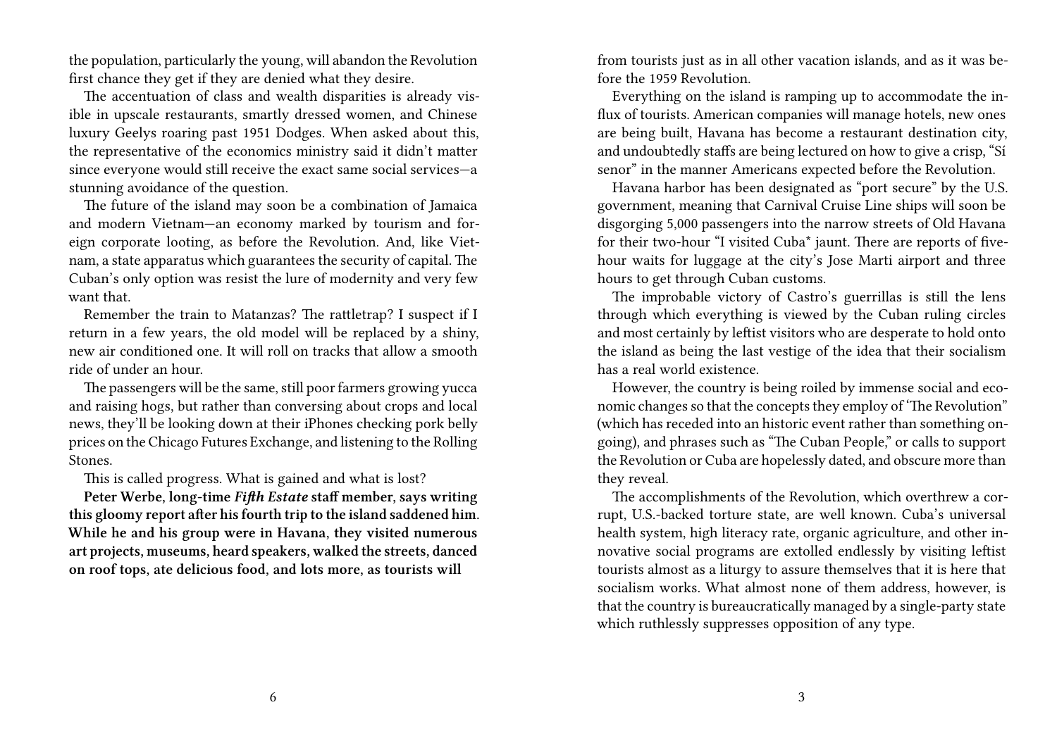the population, particularly the young, will abandon the Revolution first chance they get if they are denied what they desire.

The accentuation of class and wealth disparities is already visible in upscale restaurants, smartly dressed women, and Chinese luxury Geelys roaring past 1951 Dodges. When asked about this, the representative of the economics ministry said it didn't matter since everyone would still receive the exact same social services—a stunning avoidance of the question.

The future of the island may soon be a combination of Jamaica and modern Vietnam—an economy marked by tourism and foreign corporate looting, as before the Revolution. And, like Vietnam, a state apparatus which guarantees the security of capital. The Cuban's only option was resist the lure of modernity and very few want that.

Remember the train to Matanzas? The rattletrap? I suspect if I return in a few years, the old model will be replaced by a shiny, new air conditioned one. It will roll on tracks that allow a smooth ride of under an hour.

The passengers will be the same, still poor farmers growing yucca and raising hogs, but rather than conversing about crops and local news, they'll be looking down at their iPhones checking pork belly prices on the Chicago Futures Exchange, and listening to the Rolling Stones.

This is called progress. What is gained and what is lost?

**Peter Werbe, long-time *Fifth Estate* staff member, says writing this gloomy report after his fourth trip to the island saddened him. While he and his group were in Havana, they visited numerous art projects, museums, heard speakers, walked the streets, danced on roof tops, ate delicious food, and lots more, as tourists will**

from tourists just as in all other vacation islands, and as it was before the 1959 Revolution.

Everything on the island is ramping up to accommodate the influx of tourists. American companies will manage hotels, new ones are being built, Havana has become a restaurant destination city, and undoubtedly staffs are being lectured on how to give a crisp, "Sí senor" in the manner Americans expected before the Revolution.

Havana harbor has been designated as "port secure" by the U.S. government, meaning that Carnival Cruise Line ships will soon be disgorging 5,000 passengers into the narrow streets of Old Havana for their two-hour "I visited Cuba* jaunt. There are reports of five-hour waits for luggage at the city's Jose Marti airport and three hours to get through Cuban customs.

The improbable victory of Castro's guerrillas is still the lens through which everything is viewed by the Cuban ruling circles and most certainly by leftist visitors who are desperate to hold onto the island as being the last vestige of the idea that their socialism has a real world existence.

However, the country is being roiled by immense social and economic changes so that the concepts they employ of 'The Revolution" (which has receded into an historic event rather than something ongoing), and phrases such as "The Cuban People," or calls to support the Revolution or Cuba are hopelessly dated, and obscure more than they reveal.

The accomplishments of the Revolution, which overthrew a corrupt, U.S.-backed torture state, are well known. Cuba's universal health system, high literacy rate, organic agriculture, and other innovative social programs are extolled endlessly by visiting leftist tourists almost as a liturgy to assure themselves that it is here that socialism works. What almost none of them address, however, is that the country is bureaucratically managed by a single-party state which ruthlessly suppresses opposition of any type.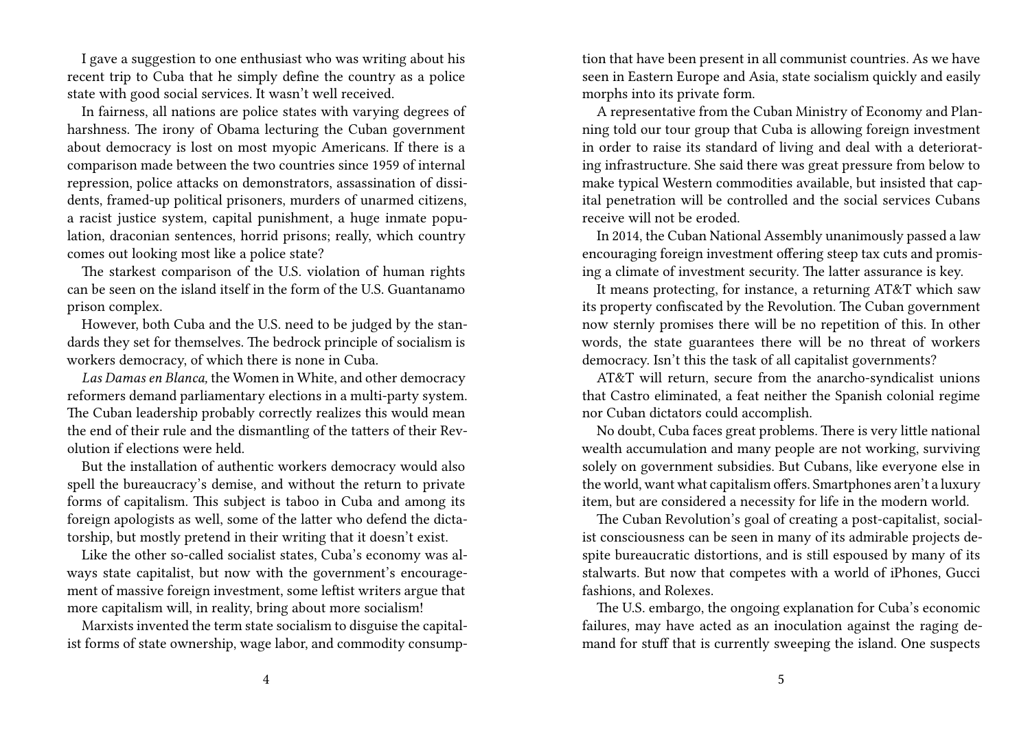I gave a suggestion to one enthusiast who was writing about his recent trip to Cuba that he simply define the country as a police state with good social services. It wasn't well received.

In fairness, all nations are police states with varying degrees of harshness. The irony of Obama lecturing the Cuban government about democracy is lost on most myopic Americans. If there is a comparison made between the two countries since 1959 of internal repression, police attacks on demonstrators, assassination of dissidents, framed-up political prisoners, murders of unarmed citizens, a racist justice system, capital punishment, a huge inmate population, draconian sentences, horrid prisons; really, which country comes out looking most like a police state?

The starkest comparison of the U.S. violation of human rights can be seen on the island itself in the form of the U.S. Guantanamo prison complex.

However, both Cuba and the U.S. need to be judged by the standards they set for themselves. The bedrock principle of socialism is workers democracy, of which there is none in Cuba.

*Las Damas en Blanca,* the Women in White, and other democracy reformers demand parliamentary elections in a multi-party system. The Cuban leadership probably correctly realizes this would mean the end of their rule and the dismantling of the tatters of their Revolution if elections were held.

But the installation of authentic workers democracy would also spell the bureaucracy's demise, and without the return to private forms of capitalism. This subject is taboo in Cuba and among its foreign apologists as well, some of the latter who defend the dictatorship, but mostly pretend in their writing that it doesn't exist.

Like the other so-called socialist states, Cuba's economy was always state capitalist, but now with the government's encouragement of massive foreign investment, some leftist writers argue that more capitalism will, in reality, bring about more socialism!

Marxists invented the term state socialism to disguise the capitalist forms of state ownership, wage labor, and commodity consumption that have been present in all communist countries. As we have seen in Eastern Europe and Asia, state socialism quickly and easily morphs into its private form.

A representative from the Cuban Ministry of Economy and Planning told our tour group that Cuba is allowing foreign investment in order to raise its standard of living and deal with a deteriorating infrastructure. She said there was great pressure from below to make typical Western commodities available, but insisted that capital penetration will be controlled and the social services Cubans receive will not be eroded.

In 2014, the Cuban National Assembly unanimously passed a law encouraging foreign investment offering steep tax cuts and promising a climate of investment security. The latter assurance is key.

It means protecting, for instance, a returning AT&T which saw its property confiscated by the Revolution. The Cuban government now sternly promises there will be no repetition of this. In other words, the state guarantees there will be no threat of workers democracy. Isn't this the task of all capitalist governments?

AT&T will return, secure from the anarcho-syndicalist unions that Castro eliminated, a feat neither the Spanish colonial regime nor Cuban dictators could accomplish.

No doubt, Cuba faces great problems. There is very little national wealth accumulation and many people are not working, surviving solely on government subsidies. But Cubans, like everyone else in the world, want what capitalism offers. Smartphones aren't a luxury item, but are considered a necessity for life in the modern world.

The Cuban Revolution's goal of creating a post-capitalist, socialist consciousness can be seen in many of its admirable projects despite bureaucratic distortions, and is still espoused by many of its stalwarts. But now that competes with a world of iPhones, Gucci fashions, and Rolexes.

The U.S. embargo, the ongoing explanation for Cuba's economic failures, may have acted as an inoculation against the raging demand for stuff that is currently sweeping the island. One suspects